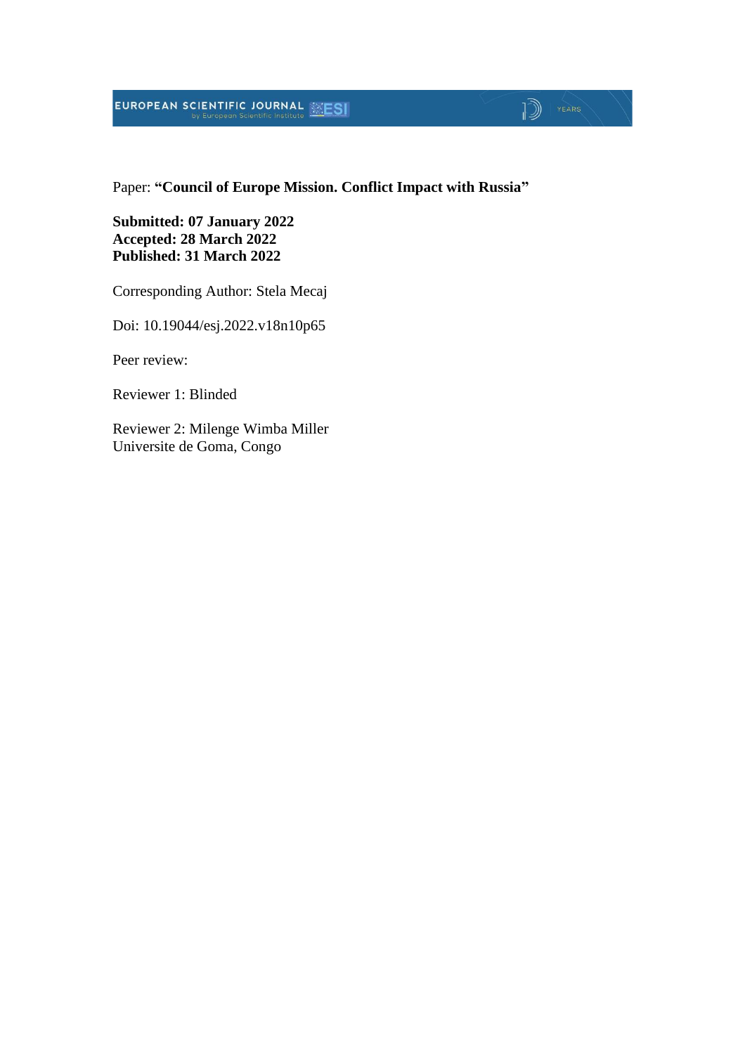Paper: **“Council of Europe Mission. Conflict Impact with Russia”**

**Submitted: 07 January 2022**
**Accepted: 28 March 2022**
**Published: 31 March 2022**

Corresponding Author: Stela Mecaj

Doi: 10.19044/esj.2022.v18n10p65

Peer review:

Reviewer 1: Blinded

Reviewer 2: Milenge Wimba Miller
Universite de Goma, Congo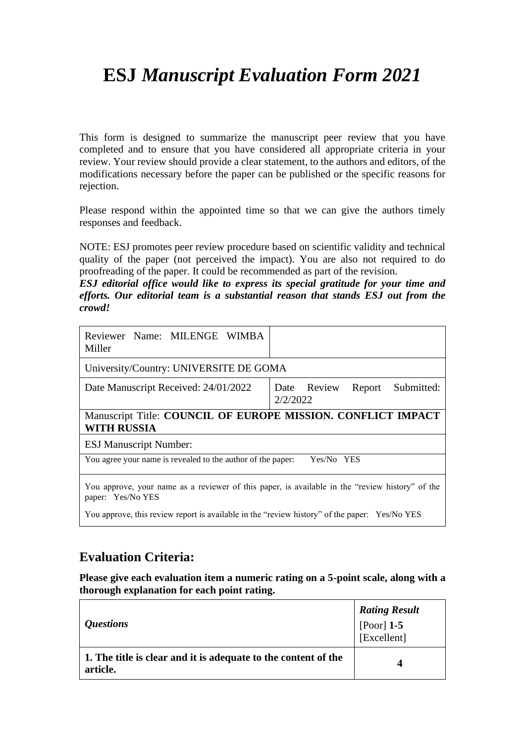# ESJ *Manuscript Evaluation Form 2021*

This form is designed to summarize the manuscript peer review that you have completed and to ensure that you have considered all appropriate criteria in your review. Your review should provide a clear statement, to the authors and editors, of the modifications necessary before the paper can be published or the specific reasons for rejection.

Please respond within the appointed time so that we can give the authors timely responses and feedback.

NOTE: ESJ promotes peer review procedure based on scientific validity and technical quality of the paper (not perceived the impact). You are also not required to do proofreading of the paper. It could be recommended as part of the revision.
***ESJ editorial office would like to express its special gratitude for your time and efforts. Our editorial team is a substantial reason that stands ESJ out from the crowd!***

| Reviewer Name: MILENGE WIMBA Miller | |
|---|---|
| University/Country: UNIVERSITE DE GOMA | |
| Date Manuscript Received: 24/01/2022 | Date Review Report Submitted: 2/2/2022 |
| Manuscript Title: **COUNCIL OF EUROPE MISSION. CONFLICT IMPACT WITH RUSSIA** | |
| ESJ Manuscript Number: | |
| You agree your name is revealed to the author of the paper: Yes/No YES | |
| You approve, your name as a reviewer of this paper, is available in the "review history" of the paper: Yes/No YES<br><br>You approve, this review report is available in the "review history" of the paper: Yes/No YES | |

## Evaluation Criteria:

**Please give each evaluation item a numeric rating on a 5-point scale, along with a thorough explanation for each point rating.**

| *Questions* | ***Rating Result*** [Poor] **1-5** [Excellent] |
|---|---|
| **1. The title is clear and it is adequate to the content of the article.** | **4** |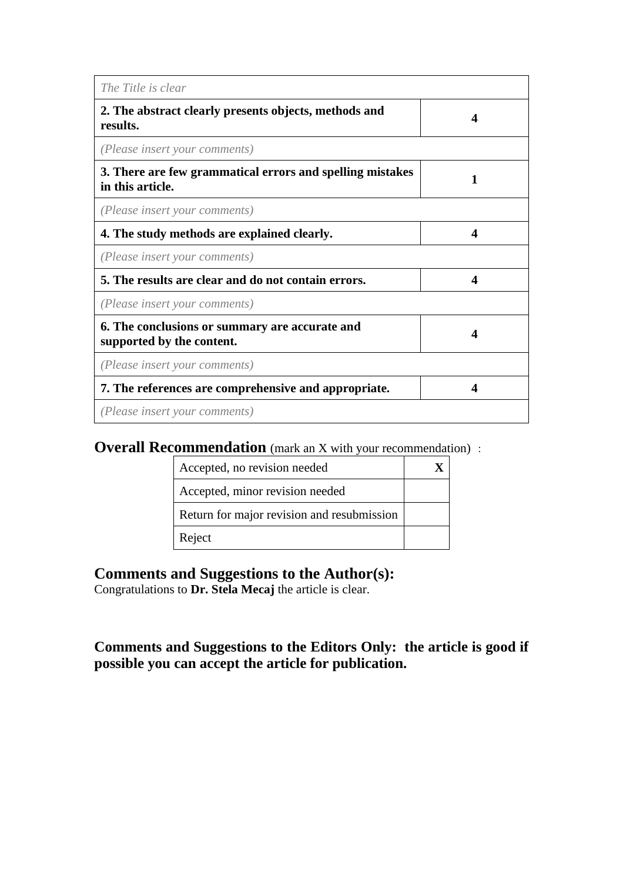| | |
|---|---|
| *The Title is clear* | |
| **2. The abstract clearly presents objects, methods and results.** | **4** |
| *(Please insert your comments)* | |
| **3. There are few grammatical errors and spelling mistakes in this article.** | **1** |
| *(Please insert your comments)* | |
| **4. The study methods are explained clearly.** | **4** |
| *(Please insert your comments)* | |
| **5. The results are clear and do not contain errors.** | **4** |
| *(Please insert your comments)* | |
| **6. The conclusions or summary are accurate and supported by the content.** | **4** |
| *(Please insert your comments)* | |
| **7. The references are comprehensive and appropriate.** | **4** |
| *(Please insert your comments)* | |

**Overall Recommendation** (mark an X with your recommendation) :

| | |
|---|---|
| Accepted, no revision needed | **X** |
| Accepted, minor revision needed | |
| Return for major revision and resubmission | |
| Reject | |

## Comments and Suggestions to the Author(s):

Congratulations to **Dr. Stela Mecaj** the article is clear.

**Comments and Suggestions to the Editors Only: the article is good if possible you can accept the article for publication.**